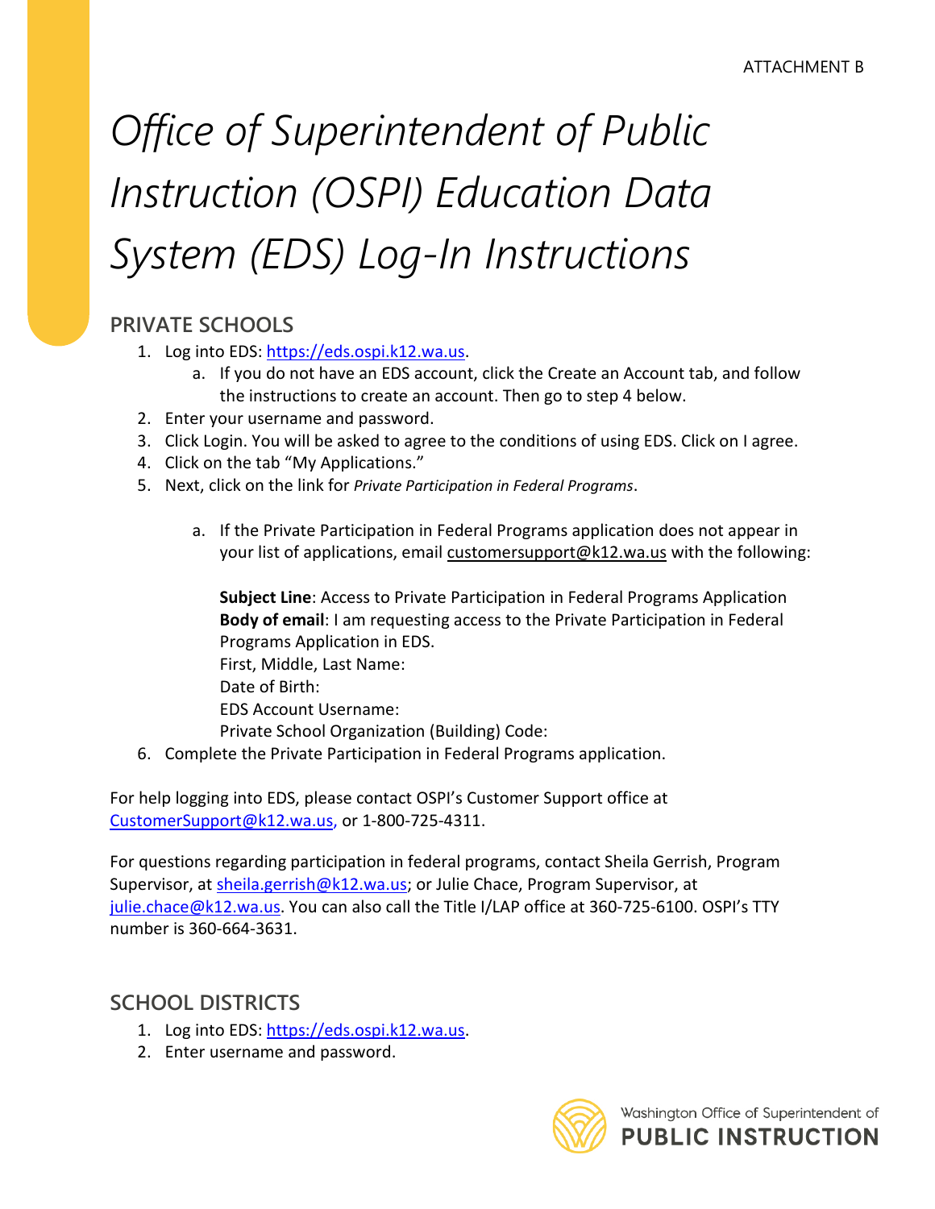ATTACHMENT B

# *Office of Superintendent of Public Instruction (OSPI) Education Data System (EDS) Log-In Instructions*

## PRIVATE SCHOOLS

1. Log into EDS: https://eds.ospi.k12.wa.us.
   a. If you do not have an EDS account, click the Create an Account tab, and follow the instructions to create an account. Then go to step 4 below.
2. Enter your username and password.
3. Click Login. You will be asked to agree to the conditions of using EDS. Click on I agree.
4. Click on the tab "My Applications."
5. Next, click on the link for *Private Participation in Federal Programs*.

   a. If the Private Participation in Federal Programs application does not appear in your list of applications, email customersupport@k12.wa.us with the following:

      **Subject Line**: Access to Private Participation in Federal Programs Application
      **Body of email**: I am requesting access to the Private Participation in Federal Programs Application in EDS.
      First, Middle, Last Name:
      Date of Birth:
      EDS Account Username:
      Private School Organization (Building) Code:
6. Complete the Private Participation in Federal Programs application.

For help logging into EDS, please contact OSPI's Customer Support office at CustomerSupport@k12.wa.us, or 1-800-725-4311.

For questions regarding participation in federal programs, contact Sheila Gerrish, Program Supervisor, at sheila.gerrish@k12.wa.us; or Julie Chace, Program Supervisor, at julie.chace@k12.wa.us. You can also call the Title I/LAP office at 360-725-6100. OSPI's TTY number is 360-664-3631.

## SCHOOL DISTRICTS

1. Log into EDS: https://eds.ospi.k12.wa.us.
2. Enter username and password.

Washington Office of Superintendent of **PUBLIC INSTRUCTION**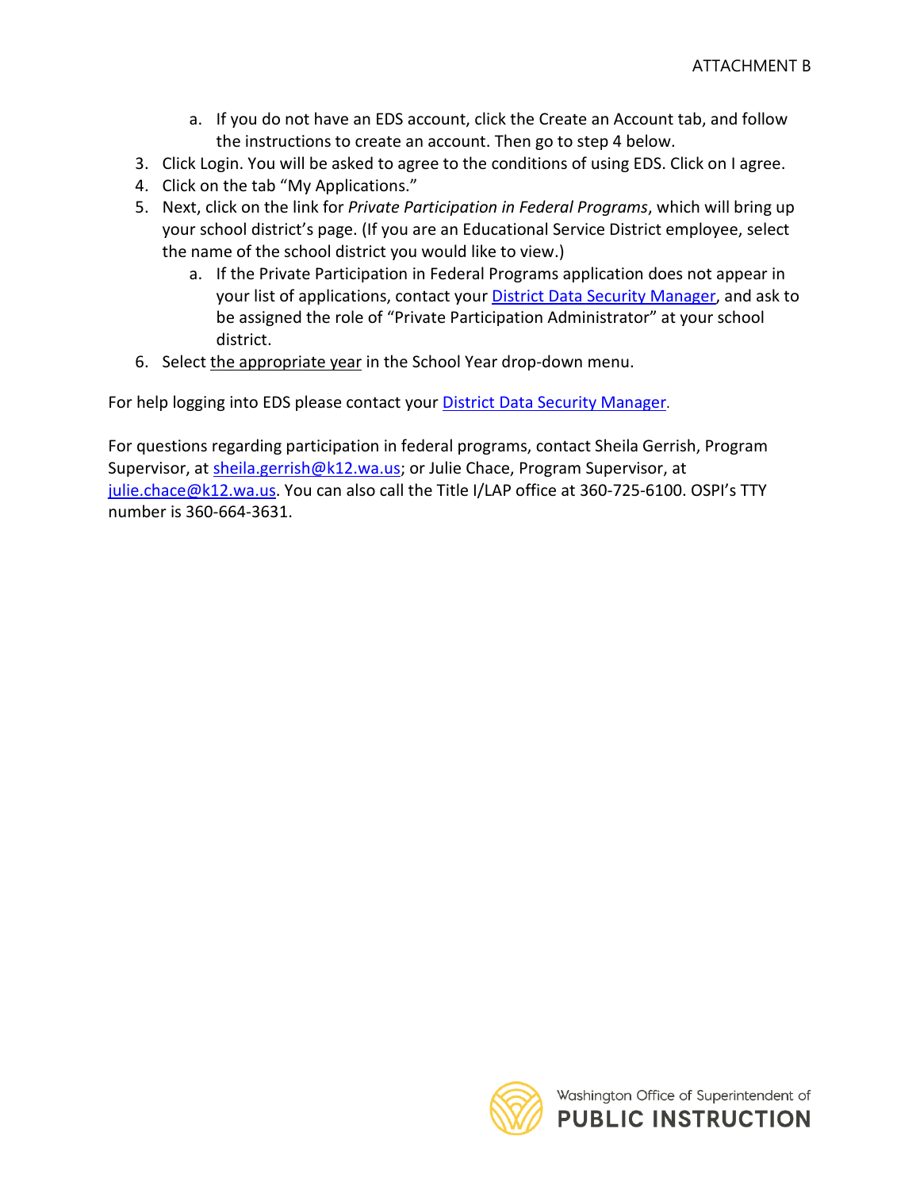a. If you do not have an EDS account, click the Create an Account tab, and follow the instructions to create an account. Then go to step 4 below.
3. Click Login. You will be asked to agree to the conditions of using EDS. Click on I agree.
4. Click on the tab "My Applications."
5. Next, click on the link for *Private Participation in Federal Programs*, which will bring up your school district's page. (If you are an Educational Service District employee, select the name of the school district you would like to view.)
   a. If the Private Participation in Federal Programs application does not appear in your list of applications, contact your District Data Security Manager, and ask to be assigned the role of "Private Participation Administrator" at your school district.
6. Select the appropriate year in the School Year drop-down menu.

For help logging into EDS please contact your District Data Security Manager.

For questions regarding participation in federal programs, contact Sheila Gerrish, Program Supervisor, at sheila.gerrish@k12.wa.us; or Julie Chace, Program Supervisor, at julie.chace@k12.wa.us. You can also call the Title I/LAP office at 360-725-6100. OSPI's TTY number is 360-664-3631.